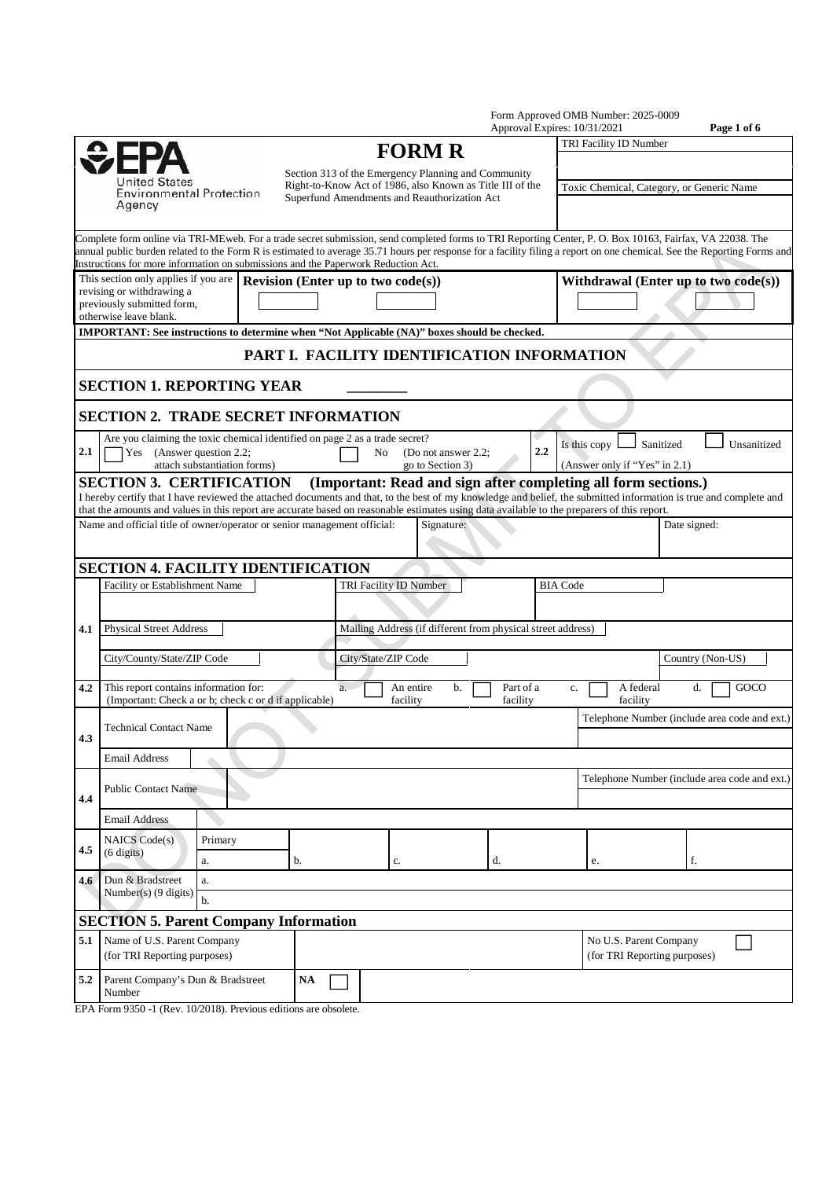Form Approved OMB Number: 2025-0009
Approval Expires: 10/31/2021

| EPA United States Environmental Protection Agency | **FORM R** Section 313 of the Emergency Planning and Community Right-to-Know Act of 1986, also Known as Title III of the Superfund Amendments and Reauthorization Act | TRI Facility ID Number |
|---|---|---|
| | | Toxic Chemical, Category, or Generic Name |

Complete form online via TRI-MEweb. For a trade secret submission, send completed forms to TRI Reporting Center, P. O. Box 10163, Fairfax, VA 22038. The annual public burden related to the Form R is estimated to average 35.71 hours per response for a facility filing a report on one chemical. See the Reporting Forms and Instructions for more information on submissions and the Paperwork Reduction Act.

| This section only applies if you are revising or withdrawing a previously submitted form, otherwise leave blank. | **Revision (Enter up to two code(s))** | **Withdrawal (Enter up to two code(s))** |
|---|---|---|

**IMPORTANT: See instructions to determine when "Not Applicable (NA)" boxes should be checked.**

## PART I. FACILITY IDENTIFICATION INFORMATION

### SECTION 1. REPORTING YEAR ________

### SECTION 2. TRADE SECRET INFORMATION

| | | | |
|---|---|---|---|
| 2.1 | Are you claiming the toxic chemical identified on page 2 as a trade secret? ☐ Yes (Answer question 2.2; attach substantiation forms) ☐ No (Do not answer 2.2; go to Section 3) | 2.2 | Is this copy ☐ Sanitized ☐ Unsanitized (Answer only if "Yes" in 2.1) |

### SECTION 3. CERTIFICATION (Important: Read and sign after completing all form sections.)

I hereby certify that I have reviewed the attached documents and that, to the best of my knowledge and belief, the submitted information is true and complete and that the amounts and values in this report are accurate based on reasonable estimates using data available to the preparers of this report.

| Name and official title of owner/operator or senior management official: | Signature: | Date signed: |
|---|---|---|
| | | |

### SECTION 4. FACILITY IDENTIFICATION

| | | | |
|---|---|---|---|
| 4.1 | Facility or Establishment Name | TRI Facility ID Number | BIA Code |
| | Physical Street Address | Mailing Address (if different from physical street address) | |
| | City/County/State/ZIP Code | City/State/ZIP Code | Country (Non-US) |
| 4.2 | This report contains information for: (Important: Check a or b; check c or d if applicable) | a. ☐ An entire facility b. ☐ Part of a facility | c. ☐ A federal facility d. ☐ GOCO |
| 4.3 | Technical Contact Name | | Telephone Number (include area code and ext.) |
| | Email Address | | |
| 4.4 | Public Contact Name | | Telephone Number (include area code and ext.) |
| | Email Address | | |

| | | | | | | | |
|---|---|---|---|---|---|---|---|
| 4.5 | NAICS Code(s) (6 digits) | Primary a. | b. | c. | d. | e. | f. |
| 4.6 | Dun & Bradstreet Number(s) (9 digits) | a. | | | | | |
| | | b. | | | | | |

### SECTION 5. Parent Company Information

| | | | |
|---|---|---|---|
| 5.1 | Name of U.S. Parent Company (for TRI Reporting purposes) | | No U.S. Parent Company (for TRI Reporting purposes) ☐ |
| 5.2 | Parent Company's Dun & Bradstreet Number | NA ☐ | |

EPA Form 9350 -1 (Rev. 10/2018). Previous editions are obsolete.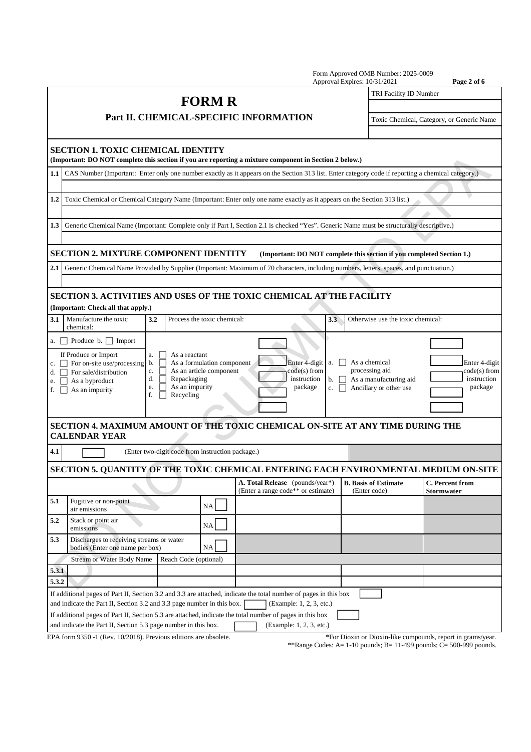Form Approved OMB Number: 2025-0009
Approval Expires: 10/31/2021

# FORM R

## Part II. CHEMICAL-SPECIFIC INFORMATION

| TRI Facility ID Number |
|---|
| |
| Toxic Chemical, Category, or Generic Name |
| |

### SECTION 1. TOXIC CHEMICAL IDENTITY

**(Important: DO NOT complete this section if you are reporting a mixture component in Section 2 below.)**

| | |
|---|---|
| 1.1 | CAS Number (Important: Enter only one number exactly as it appears on the Section 313 list. Enter category code if reporting a chemical category.) |
| | |
| 1.2 | Toxic Chemical or Chemical Category Name (Important: Enter only one name exactly as it appears on the Section 313 list.) |
| | |
| 1.3 | Generic Chemical Name (Important: Complete only if Part I, Section 2.1 is checked "Yes". Generic Name must be structurally descriptive.) |
| | |

### SECTION 2. MIXTURE COMPONENT IDENTITY

**(Important: DO NOT complete this section if you completed Section 1.)**

| | |
|---|---|
| 2.1 | Generic Chemical Name Provided by Supplier (Important: Maximum of 70 characters, including numbers, letters, spaces, and punctuation.) |
| | |

### SECTION 3. ACTIVITIES AND USES OF THE TOXIC CHEMICAL AT THE FACILITY

**(Important: Check all that apply.)**

| 3.1 Manufacture the toxic chemical: | 3.2 Process the toxic chemical: | 3.3 Otherwise use the toxic chemical: |
|---|---|---|
| a. ☐ Produce b. ☐ Import<br>If Produce or Import<br>c. ☐ For on-site use/processing<br>d. ☐ For sale/distribution<br>e. ☐ As a byproduct<br>f. ☐ As an impurity | a. ☐ As a reactant<br>b. ☐ As a formulation component<br>c. ☐ As an article component<br>d. ☐ Repackaging<br>e. ☐ As an impurity<br>f. ☐ Recycling<br>Enter 4-digit code(s) from instruction package | a. ☐ As a chemical processing aid<br>b. ☐ As a manufacturing aid<br>c. ☐ Ancillary or other use<br>Enter 4-digit code(s) from instruction package |

### SECTION 4. MAXIMUM AMOUNT OF THE TOXIC CHEMICAL ON-SITE AT ANY TIME DURING THE CALENDAR YEAR

| | |
|---|---|
| 4.1 | ☐ (Enter two-digit code from instruction package.) |

### SECTION 5. QUANTITY OF THE TOXIC CHEMICAL ENTERING EACH ENVIRONMENTAL MEDIUM ON-SITE

| | | | A. Total Release (pounds/year*) (Enter a range code** or estimate) | B. Basis of Estimate (Enter code) | C. Percent from Stormwater |
|---|---|---|---|---|---|
| 5.1 | Fugitive or non-point air emissions | NA ☐ | | | |
| 5.2 | Stack or point air emissions | NA ☐ | | | |
| 5.3 | Discharges to receiving streams or water bodies (Enter one name per box) | NA ☐ | | | |
| | Stream or Water Body Name | Reach Code (optional) | | | |
| 5.3.1 | | | | | |
| 5.3.2 | | | | | |

If additional pages of Part II, Section 3.2 and 3.3 are attached, indicate the total number of pages in this box ☐ and indicate the Part II, Section 3.2 and 3.3 page number in this box. ☐ (Example: 1, 2, 3, etc.)

If additional pages of Part II, Section 5.3 are attached, indicate the total number of pages in this box ☐ and indicate the Part II, Section 5.3 page number in this box. ☐ (Example: 1, 2, 3, etc.)

EPA form 9350 -1 (Rev. 10/2018). Previous editions are obsolete.

*For Dioxin or Dioxin-like compounds, report in grams/year.
**Range Codes: A= 1-10 pounds; B= 11-499 pounds; C= 500-999 pounds.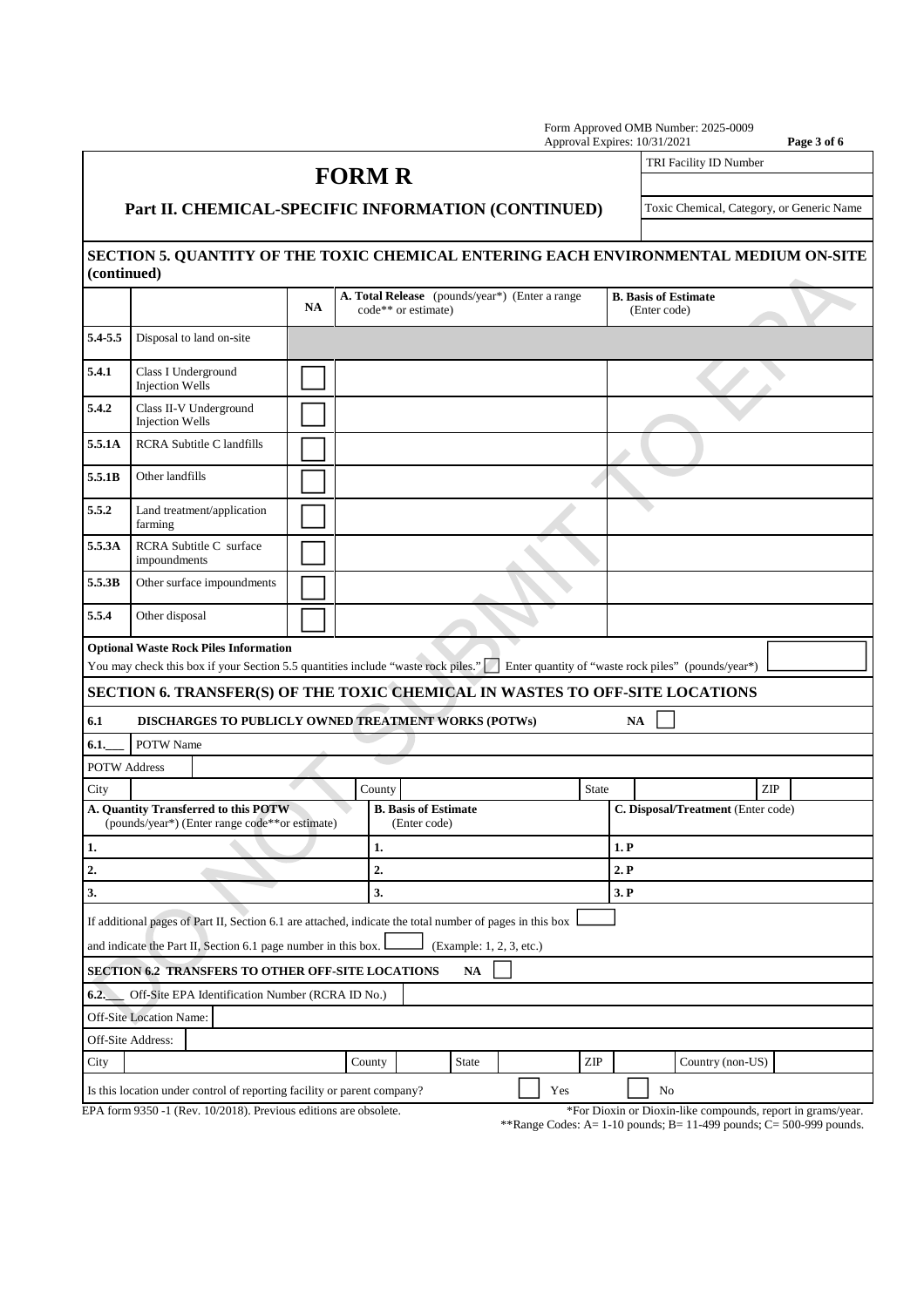Form Approved OMB Number: 2025-0009
Approval Expires: 10/31/2021

# FORM R

## Part II. CHEMICAL-SPECIFIC INFORMATION (CONTINUED)

| TRI Facility ID Number |
|---|
| |
| Toxic Chemical, Category, or Generic Name |
| |

### SECTION 5. QUANTITY OF THE TOXIC CHEMICAL ENTERING EACH ENVIRONMENTAL MEDIUM ON-SITE (continued)

| | | NA | A. Total Release (pounds/year*) (Enter a range code** or estimate) | B. Basis of Estimate (Enter code) |
|---|---|---|---|---|
| 5.4-5.5 | Disposal to land on-site | | | |
| 5.4.1 | Class I Underground Injection Wells | ☐ | | |
| 5.4.2 | Class II-V Underground Injection Wells | ☐ | | |
| 5.5.1A | RCRA Subtitle C landfills | ☐ | | |
| 5.5.1B | Other landfills | ☐ | | |
| 5.5.2 | Land treatment/application farming | ☐ | | |
| 5.5.3A | RCRA Subtitle C surface impoundments | ☐ | | |
| 5.5.3B | Other surface impoundments | ☐ | | |
| 5.5.4 | Other disposal | ☐ | | |

**Optional Waste Rock Piles Information**

You may check this box if your Section 5.5 quantities include "waste rock piles." ☐ Enter quantity of "waste rock piles" (pounds/year*) ____

### SECTION 6. TRANSFER(S) OF THE TOXIC CHEMICAL IN WASTES TO OFF-SITE LOCATIONS

**6.1 DISCHARGES TO PUBLICLY OWNED TREATMENT WORKS (POTWs)** NA ☐

**6.1.___** POTW Name

POTW Address

City ____ County ____ State ____ ZIP ____

| A. Quantity Transferred to this POTW (pounds/year*) (Enter range code** or estimate) | B. Basis of Estimate (Enter code) | C. Disposal/Treatment (Enter code) |
|---|---|---|
| 1. | 1. | 1. P |
| 2. | 2. | 2. P |
| 3. | 3. | 3. P |

If additional pages of Part II, Section 6.1 are attached, indicate the total number of pages in this box ☐

and indicate the Part II, Section 6.1 page number in this box. ☐ (Example: 1, 2, 3, etc.)

**SECTION 6.2 TRANSFERS TO OTHER OFF-SITE LOCATIONS** NA ☐

**6.2.___** Off-Site EPA Identification Number (RCRA ID No.)

Off-Site Location Name:

Off-Site Address:

City ____ County ____ State ____ ZIP ____ Country (non-US) ____

Is this location under control of reporting facility or parent company? ☐ Yes ☐ No

EPA form 9350 -1 (Rev. 10/2018). Previous editions are obsolete.

*For Dioxin or Dioxin-like compounds, report in grams/year.
**Range Codes: A= 1-10 pounds; B= 11-499 pounds; C= 500-999 pounds.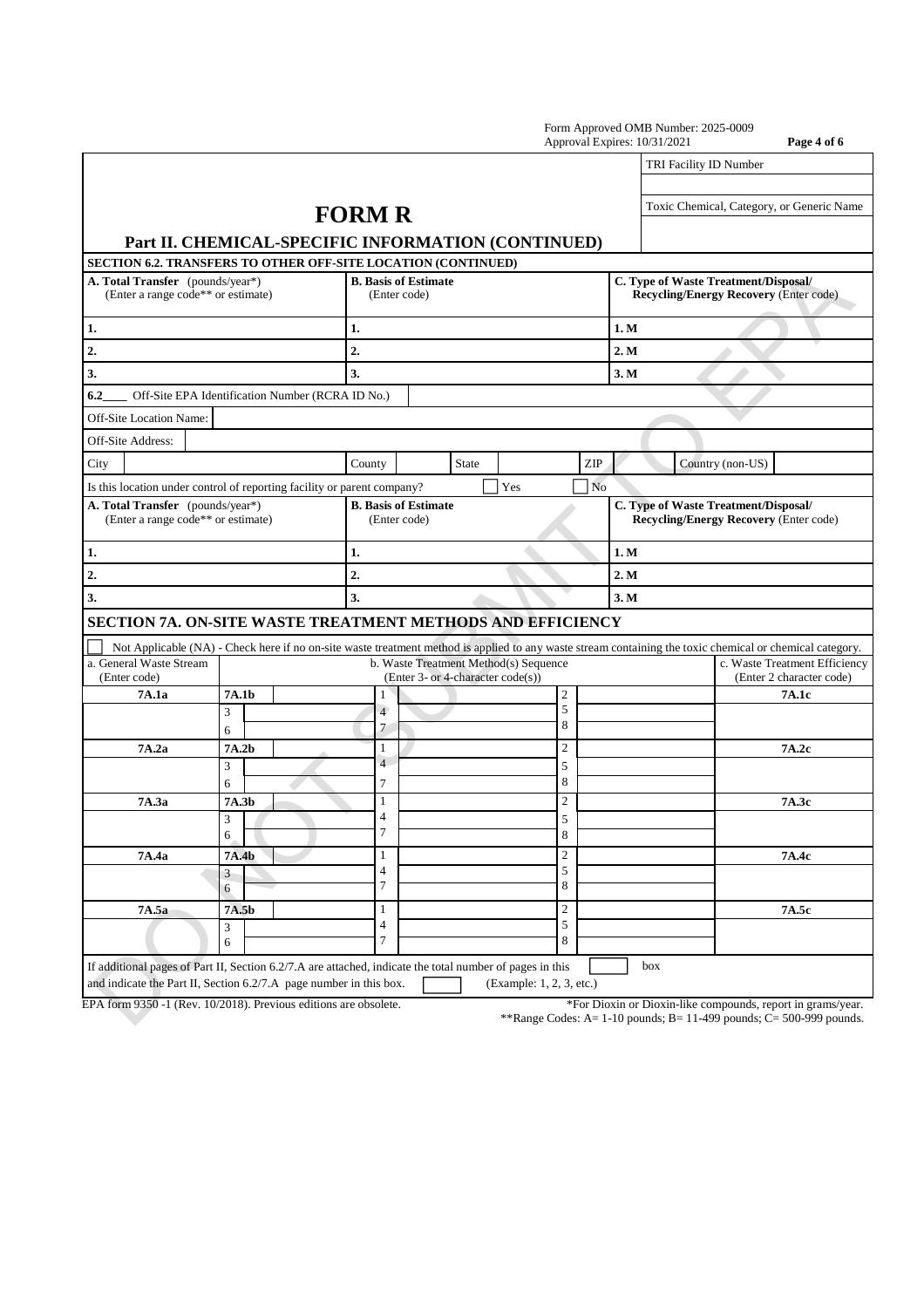Form Approved OMB Number: 2025-0009
Approval Expires: 10/31/2021

| | TRI Facility ID Number |
|---|---|
| | |
| **FORM R** | Toxic Chemical, Category, or Generic Name |
| **Part II. CHEMICAL-SPECIFIC INFORMATION (CONTINUED)** | |

**SECTION 6.2. TRANSFERS TO OTHER OFF-SITE LOCATION (CONTINUED)**

| A. Total Transfer (pounds/year*) (Enter a range code** or estimate) | B. Basis of Estimate (Enter code) | C. Type of Waste Treatment/Disposal/ Recycling/Energy Recovery (Enter code) |
|---|---|---|
| 1. | 1. | 1. M |
| 2. | 2. | 2. M |
| 3. | 3. | 3. M |

6.2____ Off-Site EPA Identification Number (RCRA ID No.)

Off-Site Location Name:

Off-Site Address:

| City | | County | | State | | ZIP | | Country (non-US) | |
|---|---|---|---|---|---|---|---|---|---|

Is this location under control of reporting facility or parent company? ☐ Yes ☐ No

| A. Total Transfer (pounds/year*) (Enter a range code** or estimate) | B. Basis of Estimate (Enter code) | C. Type of Waste Treatment/Disposal/ Recycling/Energy Recovery (Enter code) |
|---|---|---|
| 1. | 1. | 1. M |
| 2. | 2. | 2. M |
| 3. | 3. | 3. M |

## SECTION 7A. ON-SITE WASTE TREATMENT METHODS AND EFFICIENCY

☐ Not Applicable (NA) - Check here if no on-site waste treatment method is applied to any waste stream containing the toxic chemical or chemical category.

| a. General Waste Stream (Enter code) | b. Waste Treatment Method(s) Sequence (Enter 3- or 4-character code(s)) | | | c. Waste Treatment Efficiency (Enter 2 character code) |
|---|---|---|---|---|
| **7A.1a** | **7A.1b** | 1 | 2 | **7A.1c** |
| | 3 | 4 | 5 | |
| | 6 | 7 | 8 | |
| **7A.2a** | **7A.2b** | 1 | 2 | **7A.2c** |
| | 3 | 4 | 5 | |
| | 6 | 7 | 8 | |
| **7A.3a** | **7A.3b** | 1 | 2 | **7A.3c** |
| | 3 | 4 | 5 | |
| | 6 | 7 | 8 | |
| **7A.4a** | **7A.4b** | 1 | 2 | **7A.4c** |
| | 3 | 4 | 5 | |
| | 6 | 7 | 8 | |
| **7A.5a** | **7A.5b** | 1 | 2 | **7A.5c** |
| | 3 | 4 | 5 | |
| | 6 | 7 | 8 | |

If additional pages of Part II, Section 6.2/7.A are attached, indicate the total number of pages in this box ☐ and indicate the Part II, Section 6.2/7.A page number in this box. ☐ (Example: 1, 2, 3, etc.)

EPA form 9350 -1 (Rev. 10/2018). Previous editions are obsolete.

*For Dioxin or Dioxin-like compounds, report in grams/year.

**Range Codes: A= 1-10 pounds; B= 11-499 pounds; C= 500-999 pounds.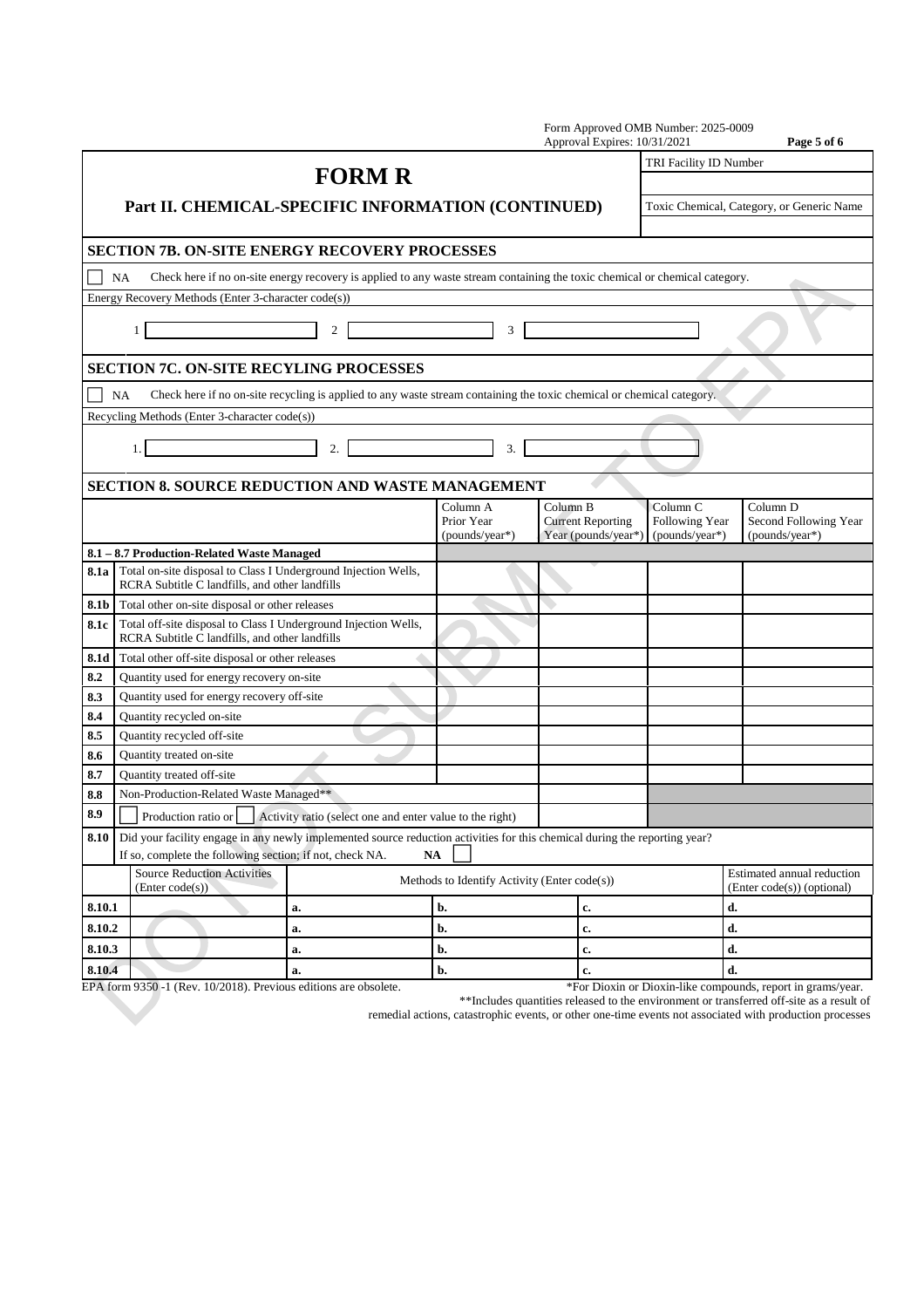Form Approved OMB Number: 2025-0009
Approval Expires: 10/31/2021

# FORM R

## Part II. CHEMICAL-SPECIFIC INFORMATION (CONTINUED)

| TRI Facility ID Number |
|---|
| |
| Toxic Chemical, Category, or Generic Name |
| |

### SECTION 7B. ON-SITE ENERGY RECOVERY PROCESSES

☐ NA Check here if no on-site energy recovery is applied to any waste stream containing the toxic chemical or chemical category.

Energy Recovery Methods (Enter 3-character code(s))

1 ______ 2 ______ 3 ______

### SECTION 7C. ON-SITE RECYLING PROCESSES

☐ NA Check here if no on-site recycling is applied to any waste stream containing the toxic chemical or chemical category.

Recycling Methods (Enter 3-character code(s))

1. ______ 2. ______ 3. ______

### SECTION 8. SOURCE REDUCTION AND WASTE MANAGEMENT

| | | Column A Prior Year (pounds/year*) | Column B Current Reporting Year (pounds/year*) | Column C Following Year (pounds/year*) | Column D Second Following Year (pounds/year*) |
|---|---|---|---|---|---|
| **8.1 – 8.7 Production-Related Waste Managed** | | | | | |
| **8.1a** | Total on-site disposal to Class I Underground Injection Wells, RCRA Subtitle C landfills, and other landfills | | | | |
| **8.1b** | Total other on-site disposal or other releases | | | | |
| **8.1c** | Total off-site disposal to Class I Underground Injection Wells, RCRA Subtitle C landfills, and other landfills | | | | |
| **8.1d** | Total other off-site disposal or other releases | | | | |
| **8.2** | Quantity used for energy recovery on-site | | | | |
| **8.3** | Quantity used for energy recovery off-site | | | | |
| **8.4** | Quantity recycled on-site | | | | |
| **8.5** | Quantity recycled off-site | | | | |
| **8.6** | Quantity treated on-site | | | | |
| **8.7** | Quantity treated off-site | | | | |
| **8.8** | Non-Production-Related Waste Managed** | | | | |
| **8.9** | ☐ Production ratio or ☐ Activity ratio (select one and enter value to the right) | | | | |

**8.10** Did your facility engage in any newly implemented source reduction activities for this chemical during the reporting year? If so, complete the following section; if not, check NA. **NA** ☐

| | Source Reduction Activities (Enter code(s)) | Methods to Identify Activity (Enter code(s)) | | | Estimated annual reduction (Enter code(s)) (optional) |
|---|---|---|---|---|---|
| **8.10.1** | | **a.** | **b.** | **c.** | **d.** |
| **8.10.2** | | **a.** | **b.** | **c.** | **d.** |
| **8.10.3** | | **a.** | **b.** | **c.** | **d.** |
| **8.10.4** | | **a.** | **b.** | **c.** | **d.** |

EPA form 9350 -1 (Rev. 10/2018). Previous editions are obsolete.

*For Dioxin or Dioxin-like compounds, report in grams/year.

**Includes quantities released to the environment or transferred off-site as a result of remedial actions, catastrophic events, or other one-time events not associated with production processes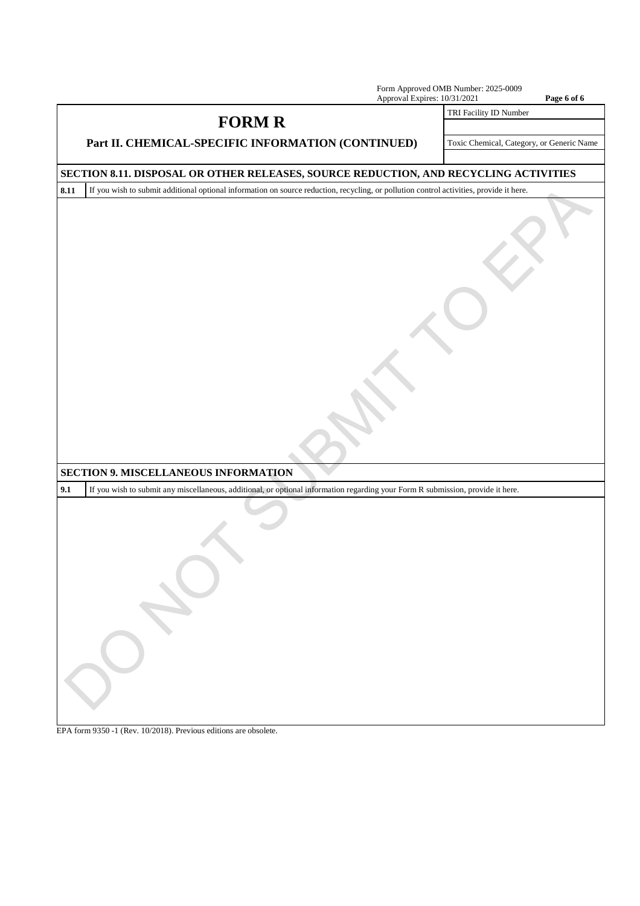Form Approved OMB Number: 2025-0009
Approval Expires: 10/31/2021

# FORM R

## Part II. CHEMICAL-SPECIFIC INFORMATION (CONTINUED)

| TRI Facility ID Number |
| --- |
| |
| Toxic Chemical, Category, or Generic Name |
| |

### SECTION 8.11. DISPOSAL OR OTHER RELEASES, SOURCE REDUCTION, AND RECYCLING ACTIVITIES

**8.11** If you wish to submit additional optional information on source reduction, recycling, or pollution control activities, provide it here.

### SECTION 9. MISCELLANEOUS INFORMATION

**9.1** If you wish to submit any miscellaneous, additional, or optional information regarding your Form R submission, provide it here.

DO NOT SUBMIT TO EPA

EPA form 9350 -1 (Rev. 10/2018). Previous editions are obsolete.